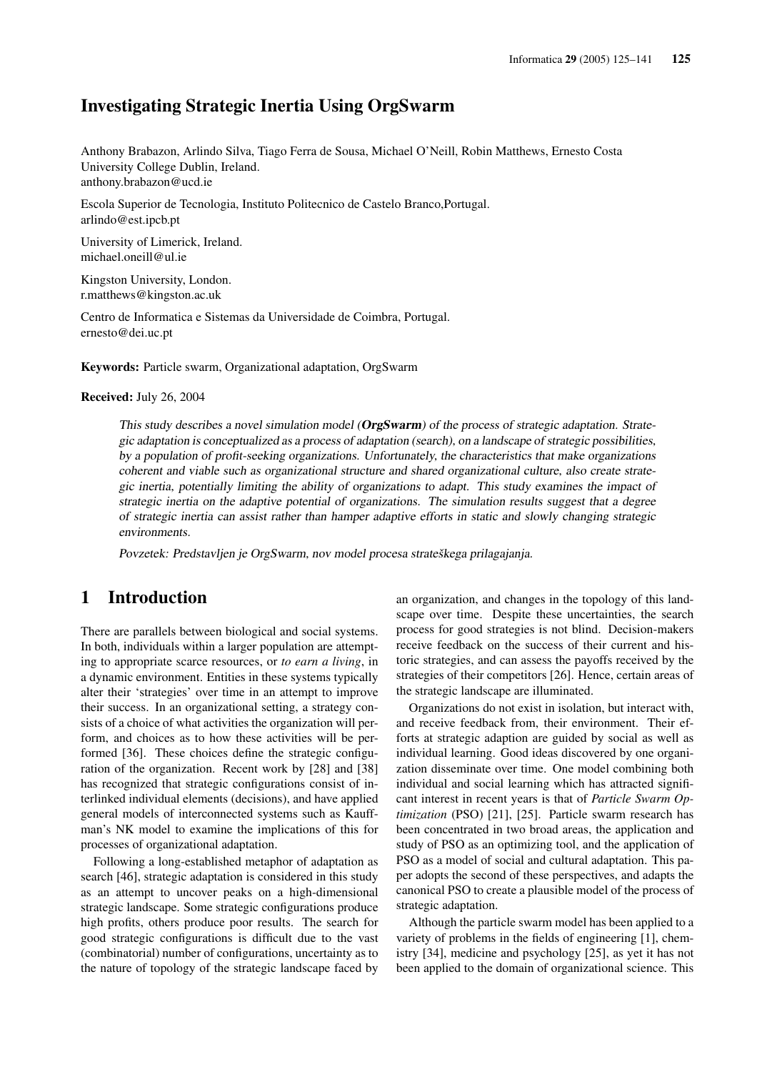# Investigating Strategic Inertia Using OrgSwarm

Anthony Brabazon, Arlindo Silva, Tiago Ferra de Sousa, Michael O'Neill, Robin Matthews, Ernesto Costa
University College Dublin, Ireland.
anthony.brabazon@ucd.ie

Escola Superior de Tecnologia, Instituto Politecnico de Castelo Branco,Portugal.
arlindo@est.ipcb.pt

University of Limerick, Ireland.
michael.oneill@ul.ie

Kingston University, London.
r.matthews@kingston.ac.uk

Centro de Informatica e Sistemas da Universidade de Coimbra, Portugal.
ernesto@dei.uc.pt

**Keywords:** Particle swarm, Organizational adaptation, OrgSwarm

**Received:** July 26, 2004

*This study describes a novel simulation model (**OrgSwarm**) of the process of strategic adaptation. Strategic adaptation is conceptualized as a process of adaptation (search), on a landscape of strategic possibilities, by a population of profit-seeking organizations. Unfortunately, the characteristics that make organizations coherent and viable such as organizational structure and shared organizational culture, also create strategic inertia, potentially limiting the ability of organizations to adapt. This study examines the impact of strategic inertia on the adaptive potential of organizations. The simulation results suggest that a degree of strategic inertia can assist rather than hamper adaptive efforts in static and slowly changing strategic environments.*

*Povzetek: Predstavljen je OrgSwarm, nov model procesa strateškega prilagajanja.*

## 1 Introduction

There are parallels between biological and social systems. In both, individuals within a larger population are attempting to appropriate scarce resources, or *to earn a living*, in a dynamic environment. Entities in these systems typically alter their 'strategies' over time in an attempt to improve their success. In an organizational setting, a strategy consists of a choice of what activities the organization will perform, and choices as to how these activities will be performed [36]. These choices define the strategic configuration of the organization. Recent work by [28] and [38] has recognized that strategic configurations consist of interlinked individual elements (decisions), and have applied general models of interconnected systems such as Kauffman's NK model to examine the implications of this for processes of organizational adaptation.

Following a long-established metaphor of adaptation as search [46], strategic adaptation is considered in this study as an attempt to uncover peaks on a high-dimensional strategic landscape. Some strategic configurations produce high profits, others produce poor results. The search for good strategic configurations is difficult due to the vast (combinatorial) number of configurations, uncertainty as to the nature of topology of the strategic landscape faced by an organization, and changes in the topology of this landscape over time. Despite these uncertainties, the search process for good strategies is not blind. Decision-makers receive feedback on the success of their current and historic strategies, and can assess the payoffs received by the strategies of their competitors [26]. Hence, certain areas of the strategic landscape are illuminated.

Organizations do not exist in isolation, but interact with, and receive feedback from, their environment. Their efforts at strategic adaption are guided by social as well as individual learning. Good ideas discovered by one organization disseminate over time. One model combining both individual and social learning which has attracted significant interest in recent years is that of *Particle Swarm Optimization* (PSO) [21], [25]. Particle swarm research has been concentrated in two broad areas, the application and study of PSO as an optimizing tool, and the application of PSO as a model of social and cultural adaptation. This paper adopts the second of these perspectives, and adapts the canonical PSO to create a plausible model of the process of strategic adaptation.

Although the particle swarm model has been applied to a variety of problems in the fields of engineering [1], chemistry [34], medicine and psychology [25], as yet it has not been applied to the domain of organizational science. This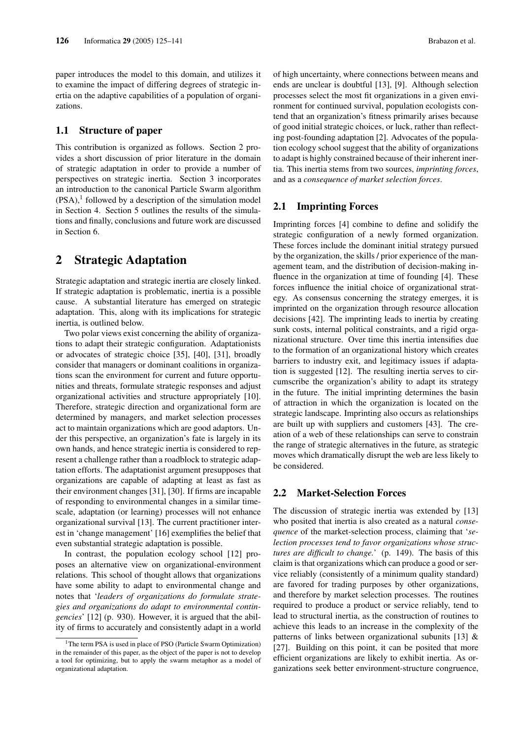paper introduces the model to this domain, and utilizes it to examine the impact of differing degrees of strategic inertia on the adaptive capabilities of a population of organizations.

### 1.1 Structure of paper

This contribution is organized as follows. Section 2 provides a short discussion of prior literature in the domain of strategic adaptation in order to provide a number of perspectives on strategic inertia. Section 3 incorporates an introduction to the canonical Particle Swarm algorithm (PSA),[1] followed by a description of the simulation model in Section 4. Section 5 outlines the results of the simulations and finally, conclusions and future work are discussed in Section 6.

## 2 Strategic Adaptation

Strategic adaptation and strategic inertia are closely linked. If strategic adaptation is problematic, inertia is a possible cause. A substantial literature has emerged on strategic adaptation. This, along with its implications for strategic inertia, is outlined below.

Two polar views exist concerning the ability of organizations to adapt their strategic configuration. Adaptationists or advocates of strategic choice [35], [40], [31], broadly consider that managers or dominant coalitions in organizations scan the environment for current and future opportunities and threats, formulate strategic responses and adjust organizational activities and structure appropriately [10]. Therefore, strategic direction and organizational form are determined by managers, and market selection processes act to maintain organizations which are good adaptors. Under this perspective, an organization's fate is largely in its own hands, and hence strategic inertia is considered to represent a challenge rather than a roadblock to strategic adaptation efforts. The adaptationist argument presupposes that organizations are capable of adapting at least as fast as their environment changes [31], [30]. If firms are incapable of responding to environmental changes in a similar timescale, adaptation (or learning) processes will not enhance organizational survival [13]. The current practitioner interest in 'change management' [16] exemplifies the belief that even substantial strategic adaptation is possible.

In contrast, the population ecology school [12] proposes an alternative view on organizational-environment relations. This school of thought allows that organizations have some ability to adapt to environmental change and notes that '*leaders of organizations do formulate strategies and organizations do adapt to environmental contingencies*' [12] (p. 930). However, it is argued that the ability of firms to accurately and consistently adapt in a world of high uncertainty, where connections between means and ends are unclear is doubtful [13], [9]. Although selection processes select the most fit organizations in a given environment for continued survival, population ecologists contend that an organization's fitness primarily arises because of good initial strategic choices, or luck, rather than reflecting post-founding adaptation [2]. Advocates of the population ecology school suggest that the ability of organizations to adapt is highly constrained because of their inherent inertia. This inertia stems from two sources, *imprinting forces*, and as a *consequence of market selection forces*.

### 2.1 Imprinting Forces

Imprinting forces [4] combine to define and solidify the strategic configuration of a newly formed organization. These forces include the dominant initial strategy pursued by the organization, the skills / prior experience of the management team, and the distribution of decision-making influence in the organization at time of founding [4]. These forces influence the initial choice of organizational strategy. As consensus concerning the strategy emerges, it is imprinted on the organization through resource allocation decisions [42]. The imprinting leads to inertia by creating sunk costs, internal political constraints, and a rigid organizational structure. Over time this inertia intensifies due to the formation of an organizational history which creates barriers to industry exit, and legitimacy issues if adaptation is suggested [12]. The resulting inertia serves to circumscribe the organization's ability to adapt its strategy in the future. The initial imprinting determines the basin of attraction in which the organization is located on the strategic landscape. Imprinting also occurs as relationships are built up with suppliers and customers [43]. The creation of a web of these relationships can serve to constrain the range of strategic alternatives in the future, as strategic moves which dramatically disrupt the web are less likely to be considered.

### 2.2 Market-Selection Forces

The discussion of strategic inertia was extended by [13] who posited that inertia is also created as a natural *consequence* of the market-selection process, claiming that '*selection processes tend to favor organizations whose structures are difficult to change.*' (p. 149). The basis of this claim is that organizations which can produce a good or service reliably (consistently of a minimum quality standard) are favored for trading purposes by other organizations, and therefore by market selection processes. The routines required to produce a product or service reliably, tend to lead to structural inertia, as the construction of routines to achieve this leads to an increase in the complexity of the patterns of links between organizational subunits [13] & [27]. Building on this point, it can be posited that more efficient organizations are likely to exhibit inertia. As organizations seek better environment-structure congruence,

[1] The term PSA is used in place of PSO (Particle Swarm Optimization) in the remainder of this paper, as the object of the paper is not to develop a tool for optimizing, but to apply the swarm metaphor as a model of organizational adaptation.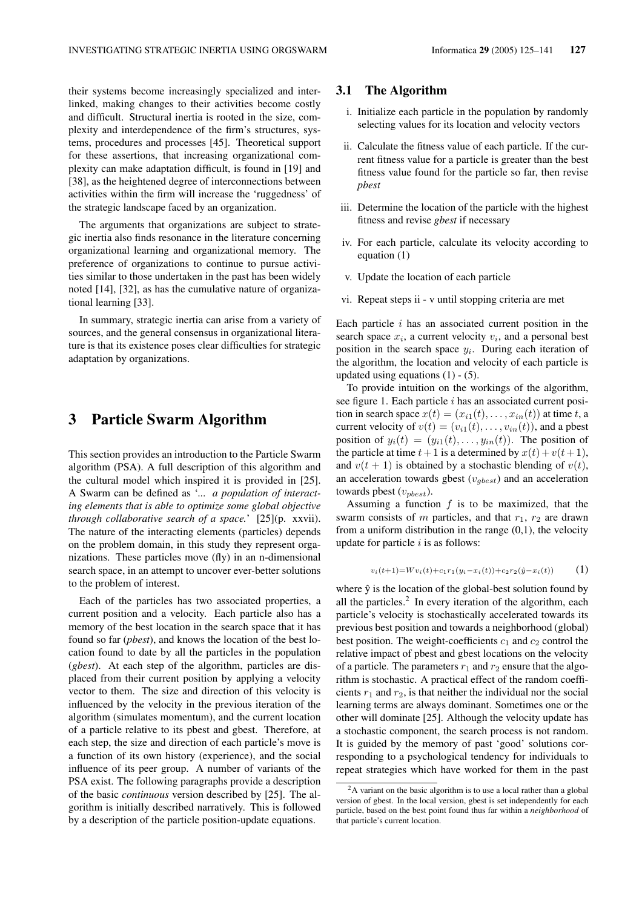their systems become increasingly specialized and interlinked, making changes to their activities become costly and difficult. Structural inertia is rooted in the size, complexity and interdependence of the firm's structures, systems, procedures and processes [45]. Theoretical support for these assertions, that increasing organizational complexity can make adaptation difficult, is found in [19] and [38], as the heightened degree of interconnections between activities within the firm will increase the 'ruggedness' of the strategic landscape faced by an organization.

The arguments that organizations are subject to strategic inertia also finds resonance in the literature concerning organizational learning and organizational memory. The preference of organizations to continue to pursue activities similar to those undertaken in the past has been widely noted [14], [32], as has the cumulative nature of organizational learning [33].

In summary, strategic inertia can arise from a variety of sources, and the general consensus in organizational literature is that its existence poses clear difficulties for strategic adaptation by organizations.

# 3 Particle Swarm Algorithm

This section provides an introduction to the Particle Swarm algorithm (PSA). A full description of this algorithm and the cultural model which inspired it is provided in [25]. A Swarm can be defined as '*... a population of interacting elements that is able to optimize some global objective through collaborative search of a space.*' [25](p. xxvii). The nature of the interacting elements (particles) depends on the problem domain, in this study they represent organizations. These particles move (fly) in an n-dimensional search space, in an attempt to uncover ever-better solutions to the problem of interest.

Each of the particles has two associated properties, a current position and a velocity. Each particle also has a memory of the best location in the search space that it has found so far (*pbest*), and knows the location of the best location found to date by all the particles in the population (*gbest*). At each step of the algorithm, particles are displaced from their current position by applying a velocity vector to them. The size and direction of this velocity is influenced by the velocity in the previous iteration of the algorithm (simulates momentum), and the current location of a particle relative to its pbest and gbest. Therefore, at each step, the size and direction of each particle's move is a function of its own history (experience), and the social influence of its peer group. A number of variants of the PSA exist. The following paragraphs provide a description of the basic *continuous* version described by [25]. The algorithm is initially described narratively. This is followed by a description of the particle position-update equations.

## 3.1 The Algorithm

i. Initialize each particle in the population by randomly selecting values for its location and velocity vectors

ii. Calculate the fitness value of each particle. If the current fitness value for a particle is greater than the best fitness value found for the particle so far, then revise *pbest*

iii. Determine the location of the particle with the highest fitness and revise *gbest* if necessary

iv. For each particle, calculate its velocity according to equation (1)

v. Update the location of each particle

vi. Repeat steps ii - v until stopping criteria are met

Each particle $i$ has an associated current position in the search space $x_i$, a current velocity $v_i$, and a personal best position in the search space $y_i$. During each iteration of the algorithm, the location and velocity of each particle is updated using equations (1) - (5).

To provide intuition on the workings of the algorithm, see figure 1. Each particle $i$ has an associated current position in search space $x(t) = (x_{i1}(t), \ldots, x_{in}(t))$ at time $t$, a current velocity of $v(t) = (v_{i1}(t), \ldots, v_{in}(t))$, and a pbest position of $y_i(t) = (y_{i1}(t), \ldots, y_{in}(t))$. The position of the particle at time $t+1$ is a determined by $x(t) + v(t+1)$, and $v(t+1)$ is obtained by a stochastic blending of $v(t)$, an acceleration towards gbest ($v_{gbest}$) and an acceleration towards pbest ($v_{pbest}$).

Assuming a function $f$ is to be maximized, that the swarm consists of $m$ particles, and that $r_1$, $r_2$ are drawn from a uniform distribution in the range (0,1), the velocity update for particle $i$ is as follows:

$$v_i(t+1) = Wv_i(t) + c_1 r_1 (y_i - x_i(t)) + c_2 r_2 (\hat{y} - x_i(t)) \qquad (1)$$

where ŷ is the location of the global-best solution found by all the particles.[2] In every iteration of the algorithm, each particle's velocity is stochastically accelerated towards its previous best position and towards a neighborhood (global) best position. The weight-coefficients $c_1$ and $c_2$ control the relative impact of pbest and gbest locations on the velocity of a particle. The parameters $r_1$ and $r_2$ ensure that the algorithm is stochastic. A practical effect of the random coefficients $r_1$ and $r_2$, is that neither the individual nor the social learning terms are always dominant. Sometimes one or the other will dominate [25]. Although the velocity update has a stochastic component, the search process is not random. It is guided by the memory of past 'good' solutions corresponding to a psychological tendency for individuals to repeat strategies which have worked for them in the past

[2] A variant on the basic algorithm is to use a local rather than a global version of gbest. In the local version, gbest is set independently for each particle, based on the best point found thus far within a *neighborhood* of that particle's current location.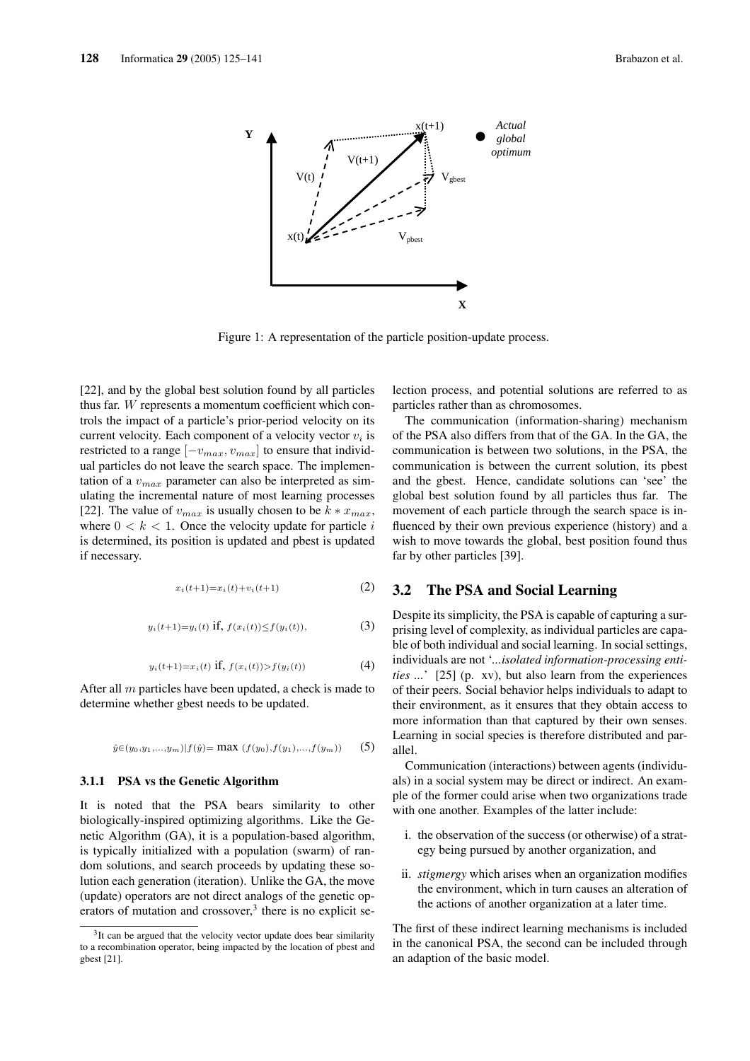Figure 1: A representation of the particle position-update process.

[22], and by the global best solution found by all particles thus far. $W$ represents a momentum coefficient which controls the impact of a particle's prior-period velocity on its current velocity. Each component of a velocity vector $v_i$ is restricted to a range $[-v_{max}, v_{max}]$ to ensure that individual particles do not leave the search space. The implementation of a $v_{max}$ parameter can also be interpreted as simulating the incremental nature of most learning processes [22]. The value of $v_{max}$ is usually chosen to be $k * x_{max}$, where $0 < k < 1$. Once the velocity update for particle $i$ is determined, its position is updated and pbest is updated if necessary.

$$x_i(t+1)=x_i(t)+v_i(t+1) \quad (2)$$

$$y_i(t+1)=y_i(t) \text{ if, } f(x_i(t)) \leq f(y_i(t)), \quad (3)$$

$$y_i(t+1)=x_i(t) \text{ if, } f(x_i(t)) > f(y_i(t)) \quad (4)$$

After all $m$ particles have been updated, a check is made to determine whether gbest needs to be updated.

$$\hat{y} \in (y_0, y_1, ..., y_m) | f(\hat{y}) = \max\ (f(y_0), f(y_1), ..., f(y_m)) \quad (5)$$

#### 3.1.1 PSA vs the Genetic Algorithm

It is noted that the PSA bears similarity to other biologically-inspired optimizing algorithms. Like the Genetic Algorithm (GA), it is a population-based algorithm, is typically initialized with a population (swarm) of random solutions, and search proceeds by updating these solution each generation (iteration). Unlike the GA, the move (update) operators are not direct analogs of the genetic operators of mutation and crossover,[3] there is no explicit selection process, and potential solutions are referred to as particles rather than as chromosomes.

The communication (information-sharing) mechanism of the PSA also differs from that of the GA. In the GA, the communication is between two solutions, in the PSA, the communication is between the current solution, its pbest and the gbest. Hence, candidate solutions can 'see' the global best solution found by all particles thus far. The movement of each particle through the search space is influenced by their own previous experience (history) and a wish to move towards the global, best position found thus far by other particles [39].

### 3.2 The PSA and Social Learning

Despite its simplicity, the PSA is capable of capturing a surprising level of complexity, as individual particles are capable of both individual and social learning. In social settings, individuals are not '*...isolated information-processing entities ...*' [25] (p. xv), but also learn from the experiences of their peers. Social behavior helps individuals to adapt to their environment, as it ensures that they obtain access to more information than that captured by their own senses. Learning in social species is therefore distributed and parallel.

Communication (interactions) between agents (individuals) in a social system may be direct or indirect. An example of the former could arise when two organizations trade with one another. Examples of the latter include:

i. the observation of the success (or otherwise) of a strategy being pursued by another organization, and

ii. *stigmergy* which arises when an organization modifies the environment, which in turn causes an alteration of the actions of another organization at a later time.

The first of these indirect learning mechanisms is included in the canonical PSA, the second can be included through an adaption of the basic model.

[3] It can be argued that the velocity vector update does bear similarity to a recombination operator, being impacted by the location of pbest and gbest [21].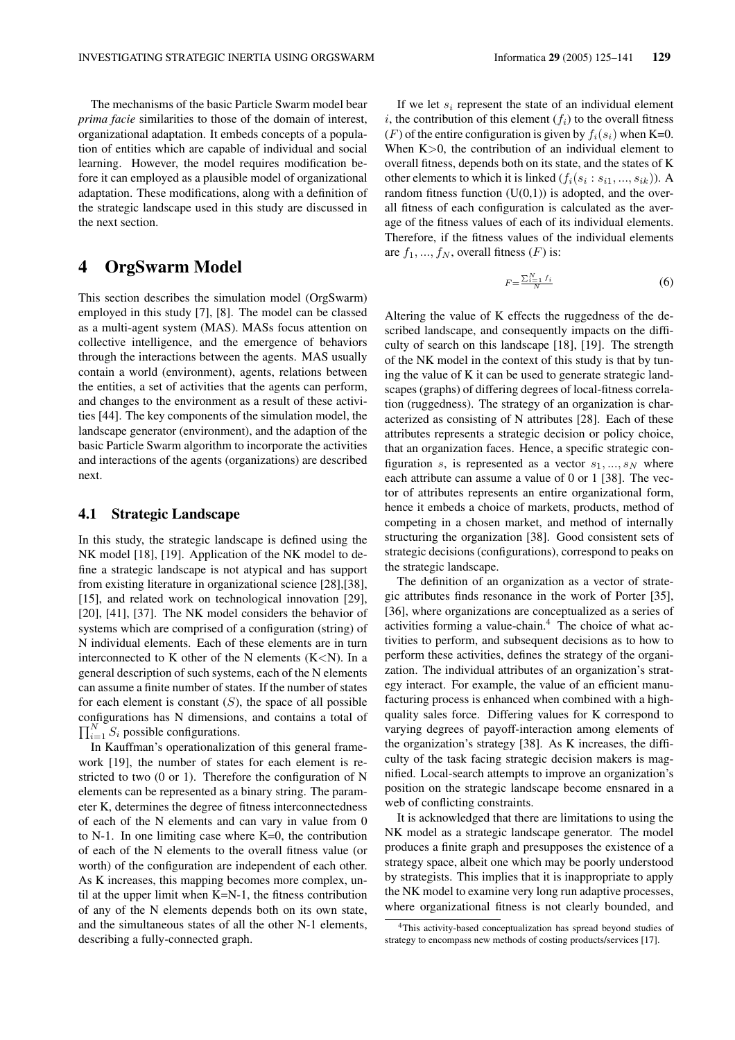The mechanisms of the basic Particle Swarm model bear *prima facie* similarities to those of the domain of interest, organizational adaptation. It embeds concepts of a population of entities which are capable of individual and social learning. However, the model requires modification before it can employed as a plausible model of organizational adaptation. These modifications, along with a definition of the strategic landscape used in this study are discussed in the next section.

# 4 OrgSwarm Model

This section describes the simulation model (OrgSwarm) employed in this study [7], [8]. The model can be classed as a multi-agent system (MAS). MASs focus attention on collective intelligence, and the emergence of behaviors through the interactions between the agents. MAS usually contain a world (environment), agents, relations between the entities, a set of activities that the agents can perform, and changes to the environment as a result of these activities [44]. The key components of the simulation model, the landscape generator (environment), and the adaption of the basic Particle Swarm algorithm to incorporate the activities and interactions of the agents (organizations) are described next.

## 4.1 Strategic Landscape

In this study, the strategic landscape is defined using the NK model [18], [19]. Application of the NK model to define a strategic landscape is not atypical and has support from existing literature in organizational science [28],[38], [15], and related work on technological innovation [29], [20], [41], [37]. The NK model considers the behavior of systems which are comprised of a configuration (string) of N individual elements. Each of these elements are in turn interconnected to K other of the N elements (K<N). In a general description of such systems, each of the N elements can assume a finite number of states. If the number of states for each element is constant ($S$), the space of all possible configurations has N dimensions, and contains a total of $\prod_{i=1}^{N} S_i$ possible configurations.

In Kauffman's operationalization of this general framework [19], the number of states for each element is restricted to two (0 or 1). Therefore the configuration of N elements can be represented as a binary string. The parameter K, determines the degree of fitness interconnectedness of each of the N elements and can vary in value from 0 to N-1. In one limiting case where K=0, the contribution of each of the N elements to the overall fitness value (or worth) of the configuration are independent of each other. As K increases, this mapping becomes more complex, until at the upper limit when K=N-1, the fitness contribution of any of the N elements depends both on its own state, and the simultaneous states of all the other N-1 elements, describing a fully-connected graph.

If we let $s_i$ represent the state of an individual element $i$, the contribution of this element ($f_i$) to the overall fitness ($F$) of the entire configuration is given by $f_i(s_i)$ when K=0. When K>0, the contribution of an individual element to overall fitness, depends both on its state, and the states of K other elements to which it is linked ($f_i(s_i : s_{i1}, ..., s_{ik})$). A random fitness function (U(0,1)) is adopted, and the overall fitness of each configuration is calculated as the average of the fitness values of each of its individual elements. Therefore, if the fitness values of the individual elements are $f_1, ..., f_N$, overall fitness ($F$) is:

$$F = \frac{\sum_{i=1}^{N} f_i}{N} \tag{6}$$

Altering the value of K effects the ruggedness of the described landscape, and consequently impacts on the difficulty of search on this landscape [18], [19]. The strength of the NK model in the context of this study is that by tuning the value of K it can be used to generate strategic landscapes (graphs) of differing degrees of local-fitness correlation (ruggedness). The strategy of an organization is characterized as consisting of N attributes [28]. Each of these attributes represents a strategic decision or policy choice, that an organization faces. Hence, a specific strategic configuration $s$, is represented as a vector $s_1, ..., s_N$ where each attribute can assume a value of 0 or 1 [38]. The vector of attributes represents an entire organizational form, hence it embeds a choice of markets, products, method of competing in a chosen market, and method of internally structuring the organization [38]. Good consistent sets of strategic decisions (configurations), correspond to peaks on the strategic landscape.

The definition of an organization as a vector of strategic attributes finds resonance in the work of Porter [35], [36], where organizations are conceptualized as a series of activities forming a value-chain.[4] The choice of what activities to perform, and subsequent decisions as to how to perform these activities, defines the strategy of the organization. The individual attributes of an organization's strategy interact. For example, the value of an efficient manufacturing process is enhanced when combined with a high-quality sales force. Differing values for K correspond to varying degrees of payoff-interaction among elements of the organization's strategy [38]. As K increases, the difficulty of the task facing strategic decision makers is magnified. Local-search attempts to improve an organization's position on the strategic landscape become ensnared in a web of conflicting constraints.

It is acknowledged that there are limitations to using the NK model as a strategic landscape generator. The model produces a finite graph and presupposes the existence of a strategy space, albeit one which may be poorly understood by strategists. This implies that it is inappropriate to apply the NK model to examine very long run adaptive processes, where organizational fitness is not clearly bounded, and

[4] This activity-based conceptualization has spread beyond studies of strategy to encompass new methods of costing products/services [17].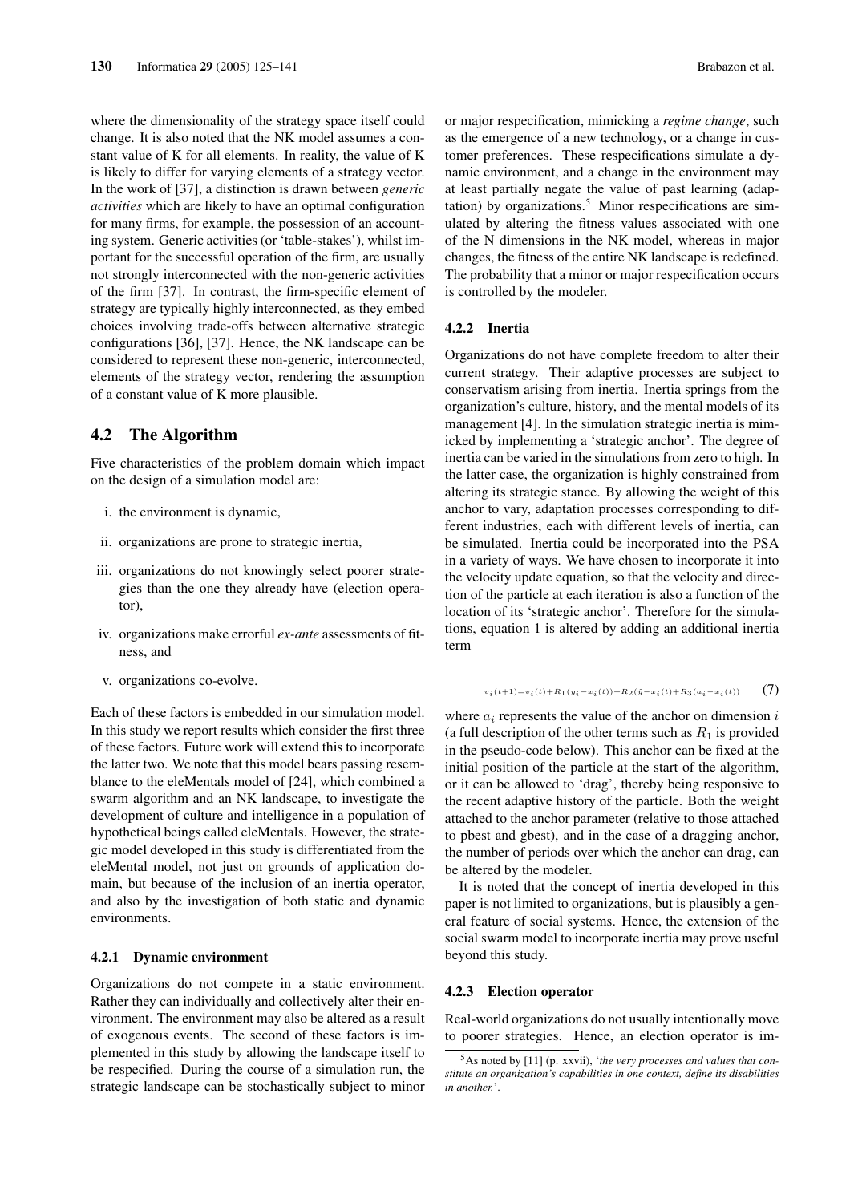where the dimensionality of the strategy space itself could change. It is also noted that the NK model assumes a constant value of K for all elements. In reality, the value of K is likely to differ for varying elements of a strategy vector. In the work of [37], a distinction is drawn between *generic activities* which are likely to have an optimal configuration for many firms, for example, the possession of an accounting system. Generic activities (or 'table-stakes'), whilst important for the successful operation of the firm, are usually not strongly interconnected with the non-generic activities of the firm [37]. In contrast, the firm-specific element of strategy are typically highly interconnected, as they embed choices involving trade-offs between alternative strategic configurations [36], [37]. Hence, the NK landscape can be considered to represent these non-generic, interconnected, elements of the strategy vector, rendering the assumption of a constant value of K more plausible.

## 4.2 The Algorithm

Five characteristics of the problem domain which impact on the design of a simulation model are:

i. the environment is dynamic,

ii. organizations are prone to strategic inertia,

iii. organizations do not knowingly select poorer strategies than the one they already have (election operator),

iv. organizations make errorful *ex-ante* assessments of fitness, and

v. organizations co-evolve.

Each of these factors is embedded in our simulation model. In this study we report results which consider the first three of these factors. Future work will extend this to incorporate the latter two. We note that this model bears passing resemblance to the eleMentals model of [24], which combined a swarm algorithm and an NK landscape, to investigate the development of culture and intelligence in a population of hypothetical beings called eleMentals. However, the strategic model developed in this study is differentiated from the eleMental model, not just on grounds of application domain, but because of the inclusion of an inertia operator, and also by the investigation of both static and dynamic environments.

### 4.2.1 Dynamic environment

Organizations do not compete in a static environment. Rather they can individually and collectively alter their environment. The environment may also be altered as a result of exogenous events. The second of these factors is implemented in this study by allowing the landscape itself to be respecified. During the course of a simulation run, the strategic landscape can be stochastically subject to minor or major respecification, mimicking a *regime change*, such as the emergence of a new technology, or a change in customer preferences. These respecifications simulate a dynamic environment, and a change in the environment may at least partially negate the value of past learning (adaptation) by organizations.[5] Minor respecifications are simulated by altering the fitness values associated with one of the N dimensions in the NK model, whereas in major changes, the fitness of the entire NK landscape is redefined. The probability that a minor or major respecification occurs is controlled by the modeler.

### 4.2.2 Inertia

Organizations do not have complete freedom to alter their current strategy. Their adaptive processes are subject to conservatism arising from inertia. Inertia springs from the organization's culture, history, and the mental models of its management [4]. In the simulation strategic inertia is mimicked by implementing a 'strategic anchor'. The degree of inertia can be varied in the simulations from zero to high. In the latter case, the organization is highly constrained from altering its strategic stance. By allowing the weight of this anchor to vary, adaptation processes corresponding to different industries, each with different levels of inertia, can be simulated. Inertia could be incorporated into the PSA in a variety of ways. We have chosen to incorporate it into the velocity update equation, so that the velocity and direction of the particle at each iteration is also a function of the location of its 'strategic anchor'. Therefore for the simulations, equation 1 is altered by adding an additional inertia term

$$v_i(t+1) = v_i(t) + R_1(y_i - x_i(t)) + R_2(\hat{y} - x_i(t) + R_3(a_i - x_i(t)) \tag{7}$$

where $a_i$ represents the value of the anchor on dimension $i$ (a full description of the other terms such as $R_1$ is provided in the pseudo-code below). This anchor can be fixed at the initial position of the particle at the start of the algorithm, or it can be allowed to 'drag', thereby being responsive to the recent adaptive history of the particle. Both the weight attached to the anchor parameter (relative to those attached to pbest and gbest), and in the case of a dragging anchor, the number of periods over which the anchor can drag, can be altered by the modeler.

It is noted that the concept of inertia developed in this paper is not limited to organizations, but is plausibly a general feature of social systems. Hence, the extension of the social swarm model to incorporate inertia may prove useful beyond this study.

### 4.2.3 Election operator

Real-world organizations do not usually intentionally move to poorer strategies. Hence, an election operator is im-

[5] As noted by [11] (p. xxvii), '*the very processes and values that constitute an organization's capabilities in one context, define its disabilities in another.*'.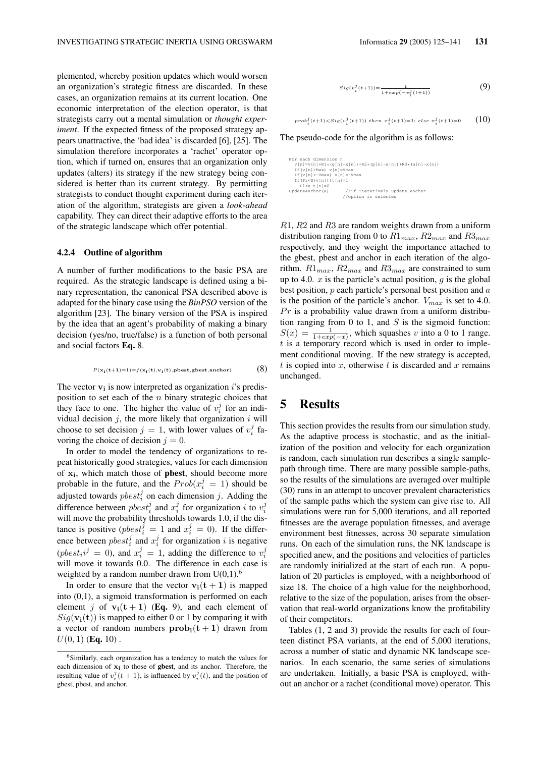plemented, whereby position updates which would worsen an organization's strategic fitness are discarded. In these cases, an organization remains at its current location. One economic interpretation of the election operator, is that strategists carry out a mental simulation or *thought experiment*. If the expected fitness of the proposed strategy appears unattractive, the 'bad idea' is discarded [6], [25]. The simulation therefore incorporates a 'rachet' operator option, which if turned on, ensures that an organization only updates (alters) its strategy if the new strategy being considered is better than its current strategy. By permitting strategists to conduct thought experiment during each iteration of the algorithm, strategists are given a *look-ahead* capability. They can direct their adaptive efforts to the area of the strategic landscape which offer potential.

### 4.2.4 Outline of algorithm

A number of further modifications to the basic PSA are required. As the strategic landscape is defined using a binary representation, the canonical PSA described above is adapted for the binary case using the ***BinPSO*** version of the algorithm [23]. The binary version of the PSA is inspired by the idea that an agent's probability of making a binary decision (yes/no, true/false) is a function of both personal and social factors **Eq.** 8.

$$P(\mathbf{x_i(t+1)=1})=f(\mathbf{x_i(t)},\mathbf{v_i(t)},\mathbf{pbest},\mathbf{gbest},\mathbf{anchor}) \tag{8}$$

The vector $\mathbf{v_i}$ is now interpreted as organization $i$'s predisposition to set each of the $n$ binary strategic choices that they face to one. The higher the value of $v_i^j$ for an individual decision $j$, the more likely that organization $i$ will choose to set decision $j = 1$, with lower values of $v_i^j$ favoring the choice of decision $j = 0$.

In order to model the tendency of organizations to repeat historically good strategies, values for each dimension of $\mathbf{x_i}$, which match those of **pbest**, should become more probable in the future, and the $Prob(x_i^j = 1)$ should be adjusted towards $pbest_i^j$ on each dimension $j$. Adding the difference between $pbest_i^j$ and $x_i^j$ for organization $i$ to $v_i^j$ will move the probability thresholds towards 1.0, if the distance is positive ($pbest_i^j = 1$ and $x_i^j = 0$). If the difference between $pbest_i^j$ and $x_i^j$ for organization $i$ is negative ($pbest_i i^j = 0$), and $x_i^j = 1$, adding the difference to $v_i^j$ will move it towards 0.0. The difference in each case is weighted by a random number drawn from U(0,1).[6]

In order to ensure that the vector $\mathbf{v_i(t+1)}$ is mapped into (0,1), a sigmoid transformation is performed on each element $j$ of $\mathbf{v_i(t+1)}$ (**Eq.** 9), and each element of $Sig(\mathbf{v_i(t)})$ is mapped to either 0 or 1 by comparing it with a vector of random numbers $\mathbf{prob_i(t+1)}$ drawn from $U(0,1)$ (**Eq.** 10) .

[6] Similarly, each organization has a tendency to match the values for each dimension of $\mathbf{x_i}$ to those of **gbest**, and its anchor. Therefore, the resulting value of $v_i^j(t+1)$, is influenced by $v_i^j(t)$, and the position of gbest, pbest, and anchor.

$$Sig(v_i^j(t+1))=\frac{1}{1+exp(-v_i^j(t+1))} \tag{9}$$

$$prob_i^j(t+1)<Sig(v_i^j(t+1))\ then\ x_i^j(t+1)=1;\ else\ x_i^j(t+1)=0 \tag{10}$$

The pseudo-code for the algorithm is as follows:

```
For each dimension n
  v[n]=v[n]+R1*(g[n]-x[n])+R2*(p[n]-x[n])+R3*(a[n]-x[n])
  If(v[n]>Max) v[n]=Vmax
  If(v[n]<-Vmax) v[n]=-Vmax
  If(Pr<S(v[n]))t[n]=1
    Else t[n]=0
UpdateAnchor(a)        //if iteratively update anchor
                       //option is selected
```

$R1$, $R2$ and $R3$ are random weights drawn from a uniform distribution ranging from 0 to $R1_{max}$, $R2_{max}$ and $R3_{max}$ respectively, and they weight the importance attached to the gbest, pbest and anchor in each iteration of the algorithm. $R1_{max}$, $R2_{max}$ and $R3_{max}$ are constrained to sum up to 4.0. $x$ is the particle's actual position, $g$ is the global best position, $p$ each particle's personal best position and $a$ is the position of the particle's anchor. $V_{max}$ is set to 4.0. $Pr$ is a probability value drawn from a uniform distribution ranging from 0 to 1, and $S$ is the sigmoid function: $S(x) = \frac{1}{1+exp(-x)}$, which squashes $v$ into a 0 to 1 range. $t$ is a temporary record which is used in order to implement conditional moving. If the new strategy is accepted, $t$ is copied into $x$, otherwise $t$ is discarded and $x$ remains unchanged.

## 5 Results

This section provides the results from our simulation study. As the adaptive process is stochastic, and as the initialization of the position and velocity for each organization is random, each simulation run describes a single sample-path through time. There are many possible sample-paths, so the results of the simulations are averaged over multiple (30) runs in an attempt to uncover prevalent characteristics of the sample paths which the system can give rise to. All simulations were run for 5,000 iterations, and all reported fitnesses are the average population fitnesses, and average environment best fitnesses, across 30 separate simulation runs. On each of the simulation runs, the NK landscape is specified anew, and the positions and velocities of particles are randomly initialized at the start of each run. A population of 20 particles is employed, with a neighborhood of size 18. The choice of a high value for the neighborhood, relative to the size of the population, arises from the observation that real-world organizations know the profitability of their competitors.

Tables (1, 2 and 3) provide the results for each of fourteen distinct PSA variants, at the end of 5,000 iterations, across a number of static and dynamic NK landscape scenarios. In each scenario, the same series of simulations are undertaken. Initially, a basic PSA is employed, without an anchor or a rachet (conditional move) operator. This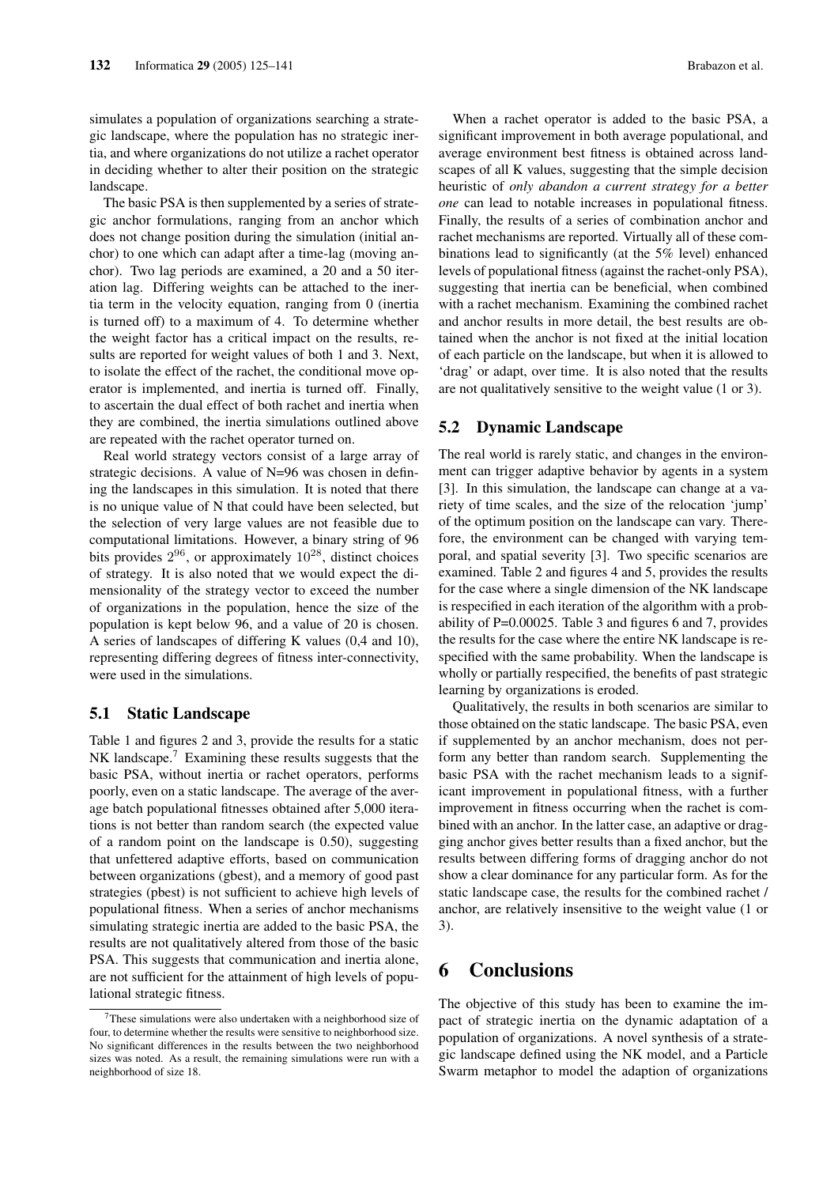simulates a population of organizations searching a strategic landscape, where the population has no strategic inertia, and where organizations do not utilize a rachet operator in deciding whether to alter their position on the strategic landscape.

The basic PSA is then supplemented by a series of strategic anchor formulations, ranging from an anchor which does not change position during the simulation (initial anchor) to one which can adapt after a time-lag (moving anchor). Two lag periods are examined, a 20 and a 50 iteration lag. Differing weights can be attached to the inertia term in the velocity equation, ranging from 0 (inertia is turned off) to a maximum of 4. To determine whether the weight factor has a critical impact on the results, results are reported for weight values of both 1 and 3. Next, to isolate the effect of the rachet, the conditional move operator is implemented, and inertia is turned off. Finally, to ascertain the dual effect of both rachet and inertia when they are combined, the inertia simulations outlined above are repeated with the rachet operator turned on.

Real world strategy vectors consist of a large array of strategic decisions. A value of N=96 was chosen in defining the landscapes in this simulation. It is noted that there is no unique value of N that could have been selected, but the selection of very large values are not feasible due to computational limitations. However, a binary string of 96 bits provides $2^{96}$, or approximately $10^{28}$, distinct choices of strategy. It is also noted that we would expect the dimensionality of the strategy vector to exceed the number of organizations in the population, hence the size of the population is kept below 96, and a value of 20 is chosen. A series of landscapes of differing K values (0,4 and 10), representing differing degrees of fitness inter-connectivity, were used in the simulations.

## 5.1 Static Landscape

Table 1 and figures 2 and 3, provide the results for a static NK landscape.[7] Examining these results suggests that the basic PSA, without inertia or rachet operators, performs poorly, even on a static landscape. The average of the average batch populational fitnesses obtained after 5,000 iterations is not better than random search (the expected value of a random point on the landscape is 0.50), suggesting that unfettered adaptive efforts, based on communication between organizations (gbest), and a memory of good past strategies (pbest) is not sufficient to achieve high levels of populational fitness. When a series of anchor mechanisms simulating strategic inertia are added to the basic PSA, the results are not qualitatively altered from those of the basic PSA. This suggests that communication and inertia alone, are not sufficient for the attainment of high levels of populational strategic fitness.

When a rachet operator is added to the basic PSA, a significant improvement in both average populational, and average environment best fitness is obtained across landscapes of all K values, suggesting that the simple decision heuristic of *only abandon a current strategy for a better one* can lead to notable increases in populational fitness. Finally, the results of a series of combination anchor and rachet mechanisms are reported. Virtually all of these combinations lead to significantly (at the 5% level) enhanced levels of populational fitness (against the rachet-only PSA), suggesting that inertia can be beneficial, when combined with a rachet mechanism. Examining the combined rachet and anchor results in more detail, the best results are obtained when the anchor is not fixed at the initial location of each particle on the landscape, but when it is allowed to 'drag' or adapt, over time. It is also noted that the results are not qualitatively sensitive to the weight value (1 or 3).

## 5.2 Dynamic Landscape

The real world is rarely static, and changes in the environment can trigger adaptive behavior by agents in a system [3]. In this simulation, the landscape can change at a variety of time scales, and the size of the relocation 'jump' of the optimum position on the landscape can vary. Therefore, the environment can be changed with varying temporal, and spatial severity [3]. Two specific scenarios are examined. Table 2 and figures 4 and 5, provides the results for the case where a single dimension of the NK landscape is respecified in each iteration of the algorithm with a probability of P=0.00025. Table 3 and figures 6 and 7, provides the results for the case where the entire NK landscape is respecified with the same probability. When the landscape is wholly or partially respecified, the benefits of past strategic learning by organizations is eroded.

Qualitatively, the results in both scenarios are similar to those obtained on the static landscape. The basic PSA, even if supplemented by an anchor mechanism, does not perform any better than random search. Supplementing the basic PSA with the rachet mechanism leads to a significant improvement in populational fitness, with a further improvement in fitness occurring when the rachet is combined with an anchor. In the latter case, an adaptive or dragging anchor gives better results than a fixed anchor, but the results between differing forms of dragging anchor do not show a clear dominance for any particular form. As for the static landscape case, the results for the combined rachet / anchor, are relatively insensitive to the weight value (1 or 3).

# 6 Conclusions

The objective of this study has been to examine the impact of strategic inertia on the dynamic adaptation of a population of organizations. A novel synthesis of a strategic landscape defined using the NK model, and a Particle Swarm metaphor to model the adaption of organizations

[7] These simulations were also undertaken with a neighborhood size of four, to determine whether the results were sensitive to neighborhood size. No significant differences in the results between the two neighborhood sizes was noted. As a result, the remaining simulations were run with a neighborhood of size 18.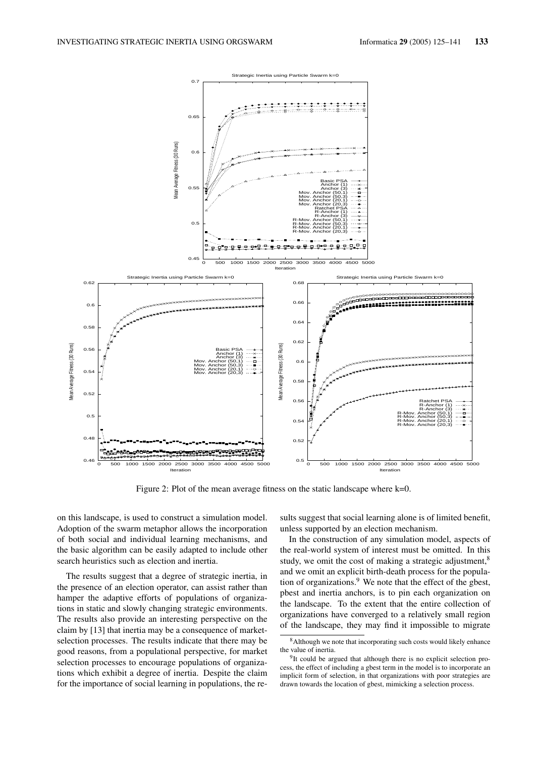Figure 2: Plot of the mean average fitness on the static landscape where k=0.

on this landscape, is used to construct a simulation model. Adoption of the swarm metaphor allows the incorporation of both social and individual learning mechanisms, and the basic algorithm can be easily adapted to include other search heuristics such as election and inertia.

The results suggest that a degree of strategic inertia, in the presence of an election operator, can assist rather than hamper the adaptive efforts of populations of organizations in static and slowly changing strategic environments. The results also provide an interesting perspective on the claim by [13] that inertia may be a consequence of market-selection processes. The results indicate that there may be good reasons, from a populational perspective, for market selection processes to encourage populations of organizations which exhibit a degree of inertia. Despite the claim for the importance of social learning in populations, the results suggest that social learning alone is of limited benefit, unless supported by an election mechanism.

In the construction of any simulation model, aspects of the real-world system of interest must be omitted. In this study, we omit the cost of making a strategic adjustment,[8] and we omit an explicit birth-death process for the population of organizations.[9] We note that the effect of the gbest, pbest and inertia anchors, is to pin each organization on the landscape. To the extent that the entire collection of organizations have converged to a relatively small region of the landscape, they may find it impossible to migrate

[8] Although we note that incorporating such costs would likely enhance the value of inertia.

[9] It could be argued that although there is no explicit selection process, the effect of including a gbest term in the model is to incorporate an implicit form of selection, in that organizations with poor strategies are drawn towards the location of gbest, mimicking a selection process.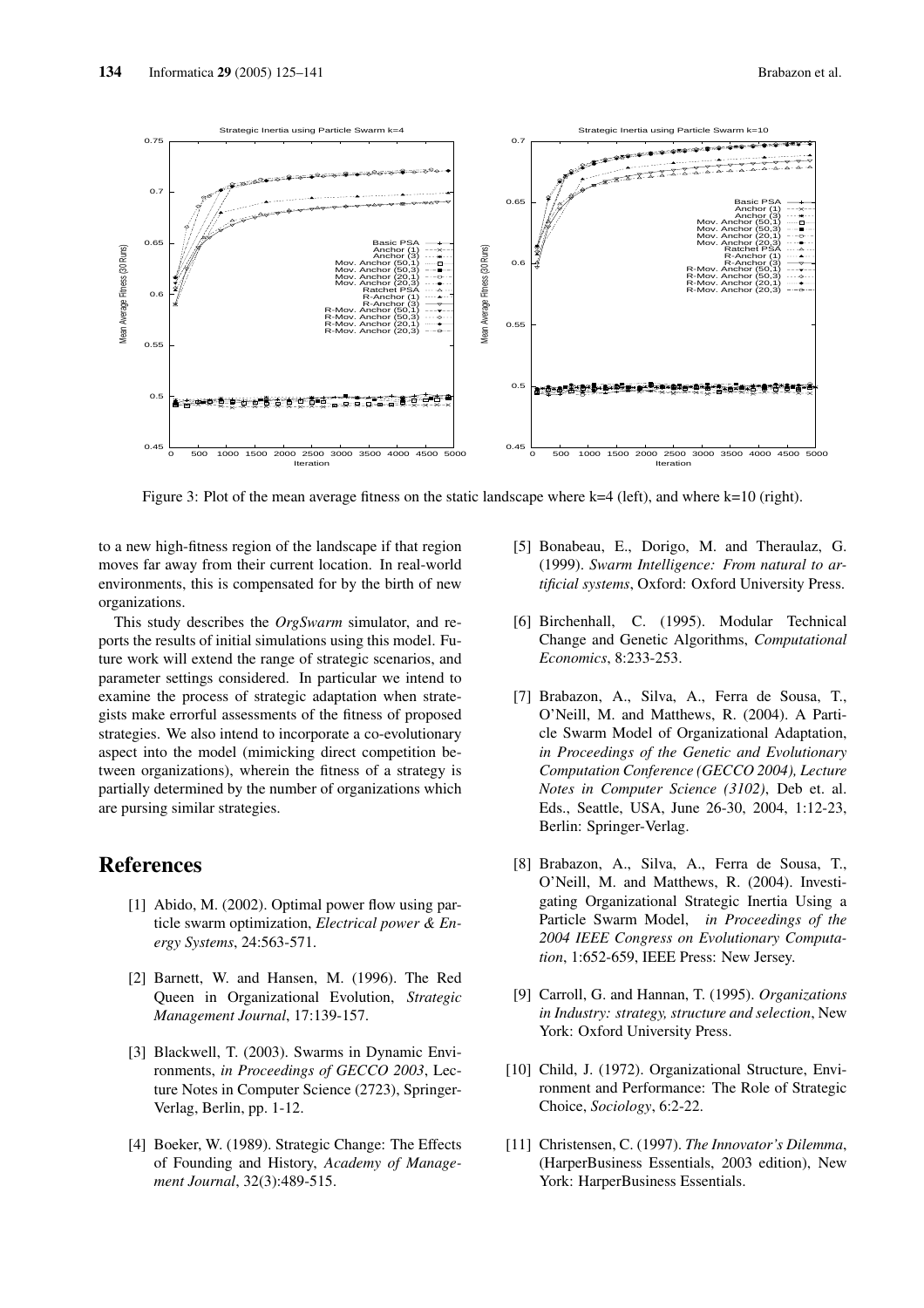Figure 3: Plot of the mean average fitness on the static landscape where k=4 (left), and where k=10 (right).

to a new high-fitness region of the landscape if that region moves far away from their current location. In real-world environments, this is compensated for by the birth of new organizations.

This study describes the *OrgSwarm* simulator, and reports the results of initial simulations using this model. Future work will extend the range of strategic scenarios, and parameter settings considered. In particular we intend to examine the process of strategic adaptation when strategists make errorful assessments of the fitness of proposed strategies. We also intend to incorporate a co-evolutionary aspect into the model (mimicking direct competition between organizations), wherein the fitness of a strategy is partially determined by the number of organizations which are pursuing similar strategies.

# References

[1] Abido, M. (2002). Optimal power flow using particle swarm optimization, *Electrical power & Energy Systems*, 24:563-571.

[2] Barnett, W. and Hansen, M. (1996). The Red Queen in Organizational Evolution, *Strategic Management Journal*, 17:139-157.

[3] Blackwell, T. (2003). Swarms in Dynamic Environments, *in Proceedings of GECCO 2003*, Lecture Notes in Computer Science (2723), Springer-Verlag, Berlin, pp. 1-12.

[4] Boeker, W. (1989). Strategic Change: The Effects of Founding and History, *Academy of Management Journal*, 32(3):489-515.

[5] Bonabeau, E., Dorigo, M. and Theraulaz, G. (1999). *Swarm Intelligence: From natural to artificial systems*, Oxford: Oxford University Press.

[6] Birchenhall, C. (1995). Modular Technical Change and Genetic Algorithms, *Computational Economics*, 8:233-253.

[7] Brabazon, A., Silva, A., Ferra de Sousa, T., O'Neill, M. and Matthews, R. (2004). A Particle Swarm Model of Organizational Adaptation, *in Proceedings of the Genetic and Evolutionary Computation Conference (GECCO 2004), Lecture Notes in Computer Science (3102)*, Deb et. al. Eds., Seattle, USA, June 26-30, 2004, 1:12-23, Berlin: Springer-Verlag.

[8] Brabazon, A., Silva, A., Ferra de Sousa, T., O'Neill, M. and Matthews, R. (2004). Investigating Organizational Strategic Inertia Using a Particle Swarm Model, *in Proceedings of the 2004 IEEE Congress on Evolutionary Computation*, 1:652-659, IEEE Press: New Jersey.

[9] Carroll, G. and Hannan, T. (1995). *Organizations in Industry: strategy, structure and selection*, New York: Oxford University Press.

[10] Child, J. (1972). Organizational Structure, Environment and Performance: The Role of Strategic Choice, *Sociology*, 6:2-22.

[11] Christensen, C. (1997). *The Innovator's Dilemma*, (HarperBusiness Essentials, 2003 edition), New York: HarperBusiness Essentials.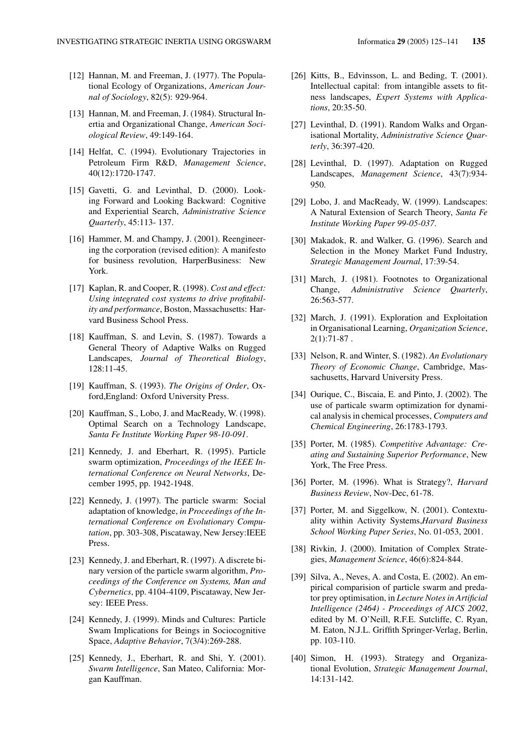[12] Hannan, M. and Freeman, J. (1977). The Populational Ecology of Organizations, *American Journal of Sociology*, 82(5): 929-964.

[13] Hannan, M. and Freeman, J. (1984). Structural Inertia and Organizational Change, *American Sociological Review*, 49:149-164.

[14] Helfat, C. (1994). Evolutionary Trajectories in Petroleum Firm R&D, *Management Science*, 40(12):1720-1747.

[15] Gavetti, G. and Levinthal, D. (2000). Looking Forward and Looking Backward: Cognitive and Experiential Search, *Administrative Science Quarterly*, 45:113- 137.

[16] Hammer, M. and Champy, J. (2001). Reengineering the corporation (revised edition): A manifesto for business revolution, HarperBusiness: New York.

[17] Kaplan, R. and Cooper, R. (1998). *Cost and effect: Using integrated cost systems to drive profitability and performance*, Boston, Massachusetts: Harvard Business School Press.

[18] Kauffman, S. and Levin, S. (1987). Towards a General Theory of Adaptive Walks on Rugged Landscapes, *Journal of Theoretical Biology*, 128:11-45.

[19] Kauffman, S. (1993). *The Origins of Order*, Oxford,England: Oxford University Press.

[20] Kauffman, S., Lobo, J. and MacReady, W. (1998). Optimal Search on a Technology Landscape, *Santa Fe Institute Working Paper 98-10-091*.

[21] Kennedy, J. and Eberhart, R. (1995). Particle swarm optimization, *Proceedings of the IEEE International Conference on Neural Networks*, December 1995, pp. 1942-1948.

[22] Kennedy, J. (1997). The particle swarm: Social adaptation of knowledge, *in Proceedings of the International Conference on Evolutionary Computation*, pp. 303-308, Piscataway, New Jersey:IEEE Press.

[23] Kennedy, J. and Eberhart, R. (1997). A discrete binary version of the particle swarm algorithm, *Proceedings of the Conference on Systems, Man and Cybernetics*, pp. 4104-4109, Piscataway, New Jersey: IEEE Press.

[24] Kennedy, J. (1999). Minds and Cultures: Particle Swam Implications for Beings in Sociocognitive Space, *Adaptive Behavior*, 7(3/4):269-288.

[25] Kennedy, J., Eberhart, R. and Shi, Y. (2001). *Swarm Intelligence*, San Mateo, California: Morgan Kauffman.

[26] Kitts, B., Edvinsson, L. and Beding, T. (2001). Intellectual capital: from intangible assets to fitness landscapes, *Expert Systems with Applications*, 20:35-50.

[27] Levinthal, D. (1991). Random Walks and Organisational Mortality, *Administrative Science Quarterly*, 36:397-420.

[28] Levinthal, D. (1997). Adaptation on Rugged Landscapes, *Management Science*, 43(7):934-950.

[29] Lobo, J. and MacReady, W. (1999). Landscapes: A Natural Extension of Search Theory, *Santa Fe Institute Working Paper 99-05-037*.

[30] Makadok, R. and Walker, G. (1996). Search and Selection in the Money Market Fund Industry, *Strategic Management Journal*, 17:39-54.

[31] March, J. (1981). Footnotes to Organizational Change, *Administrative Science Quarterly*, 26:563-577.

[32] March, J. (1991). Exploration and Exploitation in Organisational Learning, *Organization Science*, 2(1):71-87 .

[33] Nelson, R. and Winter, S. (1982). *An Evolutionary Theory of Economic Change*, Cambridge, Massachusetts, Harvard University Press.

[34] Ourique, C., Biscaia, E. and Pinto, J. (2002). The use of particale swarm optimization for dynamical analysis in chemical processes, *Computers and Chemical Engineering*, 26:1783-1793.

[35] Porter, M. (1985). *Competitive Advantage: Creating and Sustaining Superior Performance*, New York, The Free Press.

[36] Porter, M. (1996). What is Strategy?, *Harvard Business Review*, Nov-Dec, 61-78.

[37] Porter, M. and Siggelkow, N. (2001). Contextuality within Activity Systems,*Harvard Business School Working Paper Series*, No. 01-053, 2001.

[38] Rivkin, J. (2000). Imitation of Complex Strategies, *Management Science*, 46(6):824-844.

[39] Silva, A., Neves, A. and Costa, E. (2002). An empirical comparision of particle swarm and predator prey optimisation, in *Lecture Notes in Artificial Intelligence (2464) - Proceedings of AICS 2002*, edited by M. O'Neill, R.F.E. Sutcliffe, C. Ryan, M. Eaton, N.J.L. Griffith Springer-Verlag, Berlin, pp. 103-110.

[40] Simon, H. (1993). Strategy and Organizational Evolution, *Strategy Management Journal*, 14:131-142.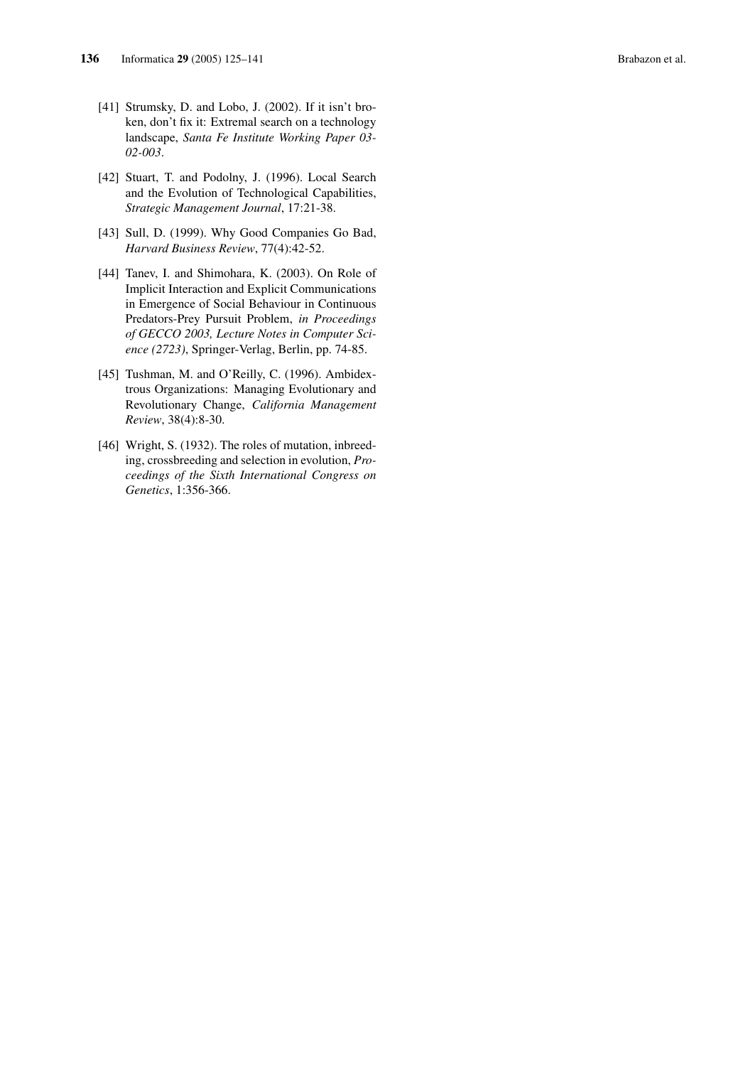[41] Strumsky, D. and Lobo, J. (2002). If it isn't broken, don't fix it: Extremal search on a technology landscape, *Santa Fe Institute Working Paper 03-02-003*.

[42] Stuart, T. and Podolny, J. (1996). Local Search and the Evolution of Technological Capabilities, *Strategic Management Journal*, 17:21-38.

[43] Sull, D. (1999). Why Good Companies Go Bad, *Harvard Business Review*, 77(4):42-52.

[44] Tanev, I. and Shimohara, K. (2003). On Role of Implicit Interaction and Explicit Communications in Emergence of Social Behaviour in Continuous Predators-Prey Pursuit Problem, *in Proceedings of GECCO 2003, Lecture Notes in Computer Science (2723)*, Springer-Verlag, Berlin, pp. 74-85.

[45] Tushman, M. and O'Reilly, C. (1996). Ambidextrous Organizations: Managing Evolutionary and Revolutionary Change, *California Management Review*, 38(4):8-30.

[46] Wright, S. (1932). The roles of mutation, inbreeding, crossbreeding and selection in evolution, *Proceedings of the Sixth International Congress on Genetics*, 1:356-366.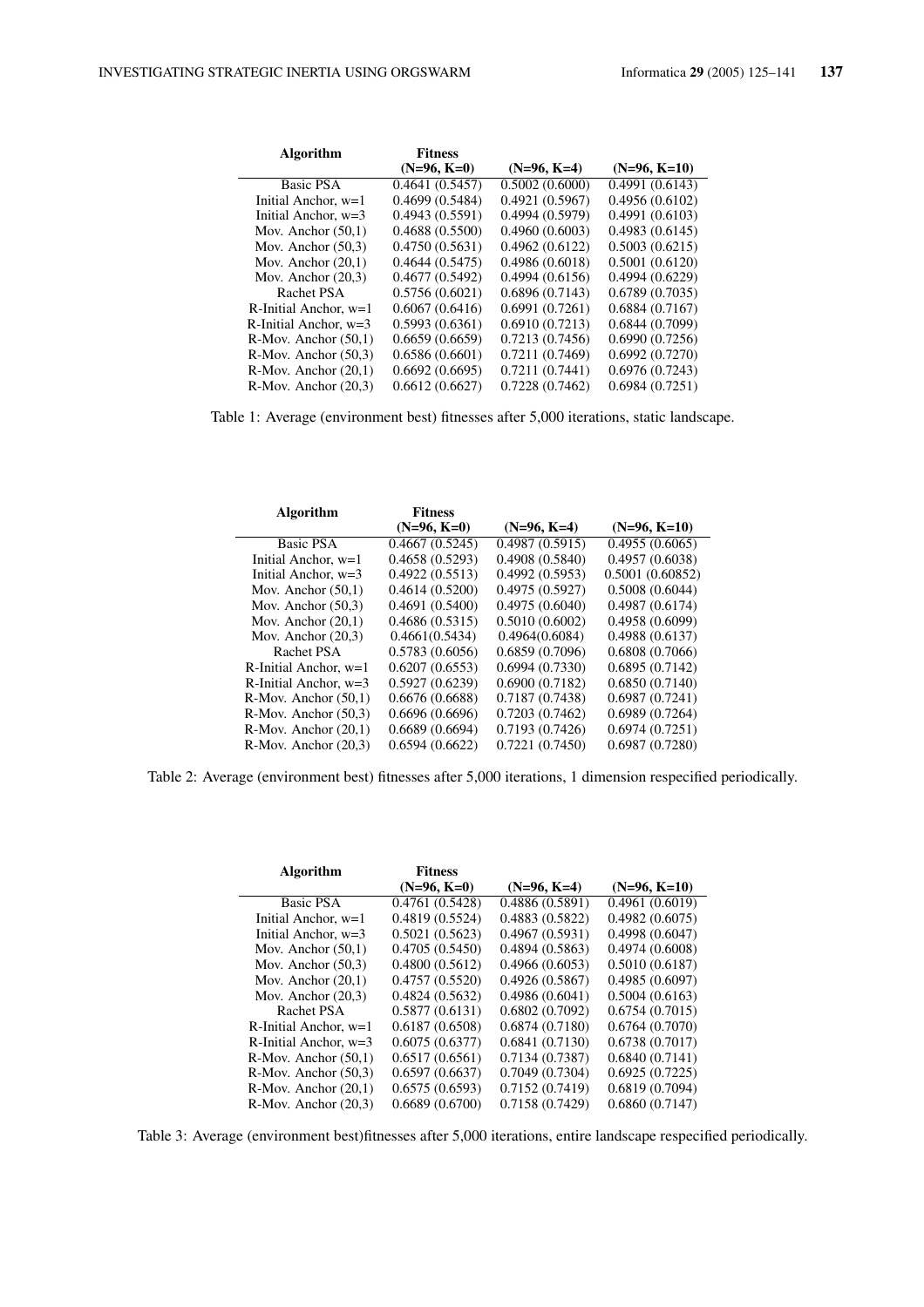| Algorithm | Fitness (N=96, K=0) | (N=96, K=4) | (N=96, K=10) |
|---|---|---|---|
| Basic PSA | 0.4641 (0.5457) | 0.5002 (0.6000) | 0.4991 (0.6143) |
| Initial Anchor, w=1 | 0.4699 (0.5484) | 0.4921 (0.5967) | 0.4956 (0.6102) |
| Initial Anchor, w=3 | 0.4943 (0.5591) | 0.4994 (0.5979) | 0.4991 (0.6103) |
| Mov. Anchor (50,1) | 0.4688 (0.5500) | 0.4960 (0.6003) | 0.4983 (0.6145) |
| Mov. Anchor (50,3) | 0.4750 (0.5631) | 0.4962 (0.6122) | 0.5003 (0.6215) |
| Mov. Anchor (20,1) | 0.4644 (0.5475) | 0.4986 (0.6018) | 0.5001 (0.6120) |
| Mov. Anchor (20,3) | 0.4677 (0.5492) | 0.4994 (0.6156) | 0.4994 (0.6229) |
| Rachet PSA | 0.5756 (0.6021) | 0.6896 (0.7143) | 0.6789 (0.7035) |
| R-Initial Anchor, w=1 | 0.6067 (0.6416) | 0.6991 (0.7261) | 0.6884 (0.7167) |
| R-Initial Anchor, w=3 | 0.5993 (0.6361) | 0.6910 (0.7213) | 0.6844 (0.7099) |
| R-Mov. Anchor (50,1) | 0.6659 (0.6659) | 0.7213 (0.7456) | 0.6990 (0.7256) |
| R-Mov. Anchor (50,3) | 0.6586 (0.6601) | 0.7211 (0.7469) | 0.6992 (0.7270) |
| R-Mov. Anchor (20,1) | 0.6692 (0.6695) | 0.7211 (0.7441) | 0.6976 (0.7243) |
| R-Mov. Anchor (20,3) | 0.6612 (0.6627) | 0.7228 (0.7462) | 0.6984 (0.7251) |

Table 1: Average (environment best) fitnesses after 5,000 iterations, static landscape.

| Algorithm | Fitness (N=96, K=0) | (N=96, K=4) | (N=96, K=10) |
|---|---|---|---|
| Basic PSA | 0.4667 (0.5245) | 0.4987 (0.5915) | 0.4955 (0.6065) |
| Initial Anchor, w=1 | 0.4658 (0.5293) | 0.4908 (0.5840) | 0.4957 (0.6038) |
| Initial Anchor, w=3 | 0.4922 (0.5513) | 0.4992 (0.5953) | 0.5001 (0.60852) |
| Mov. Anchor (50,1) | 0.4614 (0.5200) | 0.4975 (0.5927) | 0.5008 (0.6044) |
| Mov. Anchor (50,3) | 0.4691 (0.5400) | 0.4975 (0.6040) | 0.4987 (0.6174) |
| Mov. Anchor (20,1) | 0.4686 (0.5315) | 0.5010 (0.6002) | 0.4958 (0.6099) |
| Mov. Anchor (20,3) | 0.4661(0.5434) | 0.4964(0.6084) | 0.4988 (0.6137) |
| Rachet PSA | 0.5783 (0.6056) | 0.6859 (0.7096) | 0.6808 (0.7066) |
| R-Initial Anchor, w=1 | 0.6207 (0.6553) | 0.6994 (0.7330) | 0.6895 (0.7142) |
| R-Initial Anchor, w=3 | 0.5927 (0.6239) | 0.6900 (0.7182) | 0.6850 (0.7140) |
| R-Mov. Anchor (50,1) | 0.6676 (0.6688) | 0.7187 (0.7438) | 0.6987 (0.7241) |
| R-Mov. Anchor (50,3) | 0.6696 (0.6696) | 0.7203 (0.7462) | 0.6989 (0.7264) |
| R-Mov. Anchor (20,1) | 0.6689 (0.6694) | 0.7193 (0.7426) | 0.6974 (0.7251) |
| R-Mov. Anchor (20,3) | 0.6594 (0.6622) | 0.7221 (0.7450) | 0.6987 (0.7280) |

Table 2: Average (environment best) fitnesses after 5,000 iterations, 1 dimension respecified periodically.

| Algorithm | Fitness (N=96, K=0) | (N=96, K=4) | (N=96, K=10) |
|---|---|---|---|
| Basic PSA | 0.4761 (0.5428) | 0.4886 (0.5891) | 0.4961 (0.6019) |
| Initial Anchor, w=1 | 0.4819 (0.5524) | 0.4883 (0.5822) | 0.4982 (0.6075) |
| Initial Anchor, w=3 | 0.5021 (0.5623) | 0.4967 (0.5931) | 0.4998 (0.6047) |
| Mov. Anchor (50,1) | 0.4705 (0.5450) | 0.4894 (0.5863) | 0.4974 (0.6008) |
| Mov. Anchor (50,3) | 0.4800 (0.5612) | 0.4966 (0.6053) | 0.5010 (0.6187) |
| Mov. Anchor (20,1) | 0.4757 (0.5520) | 0.4926 (0.5867) | 0.4985 (0.6097) |
| Mov. Anchor (20,3) | 0.4824 (0.5632) | 0.4986 (0.6041) | 0.5004 (0.6163) |
| Rachet PSA | 0.5877 (0.6131) | 0.6802 (0.7092) | 0.6754 (0.7015) |
| R-Initial Anchor, w=1 | 0.6187 (0.6508) | 0.6874 (0.7180) | 0.6764 (0.7070) |
| R-Initial Anchor, w=3 | 0.6075 (0.6377) | 0.6841 (0.7130) | 0.6738 (0.7017) |
| R-Mov. Anchor (50,1) | 0.6517 (0.6561) | 0.7134 (0.7387) | 0.6840 (0.7141) |
| R-Mov. Anchor (50,3) | 0.6597 (0.6637) | 0.7049 (0.7304) | 0.6925 (0.7225) |
| R-Mov. Anchor (20,1) | 0.6575 (0.6593) | 0.7152 (0.7419) | 0.6819 (0.7094) |
| R-Mov. Anchor (20,3) | 0.6689 (0.6700) | 0.7158 (0.7429) | 0.6860 (0.7147) |

Table 3: Average (environment best)fitnesses after 5,000 iterations, entire landscape respecified periodically.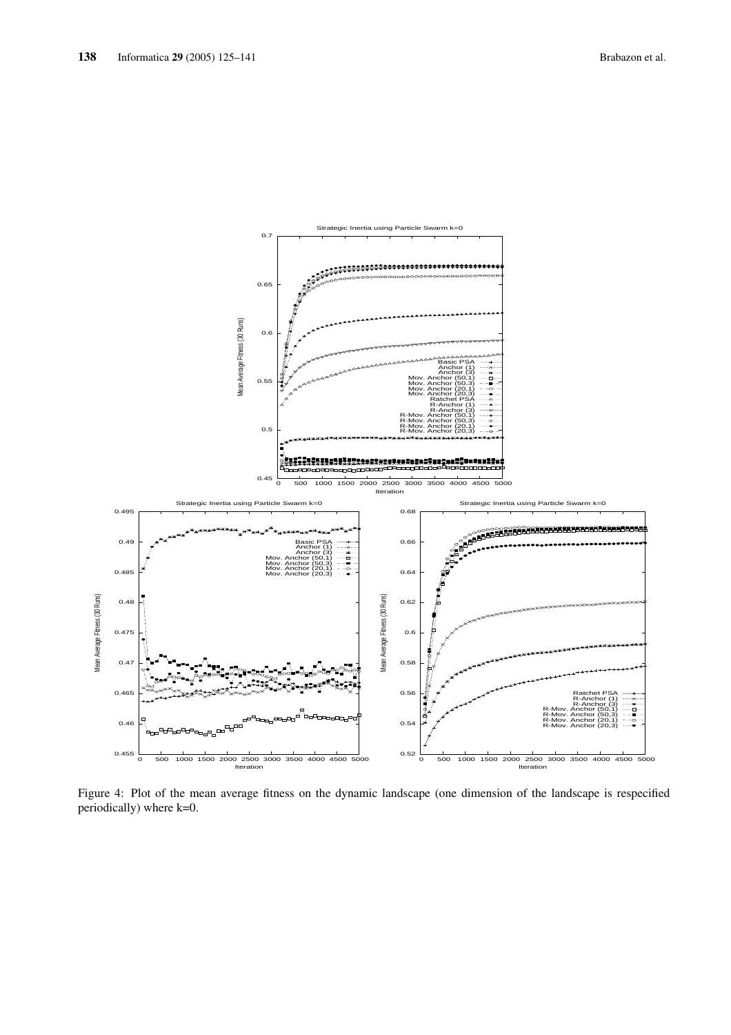Figure 4: Plot of the mean average fitness on the dynamic landscape (one dimension of the landscape is respecified periodically) where k=0.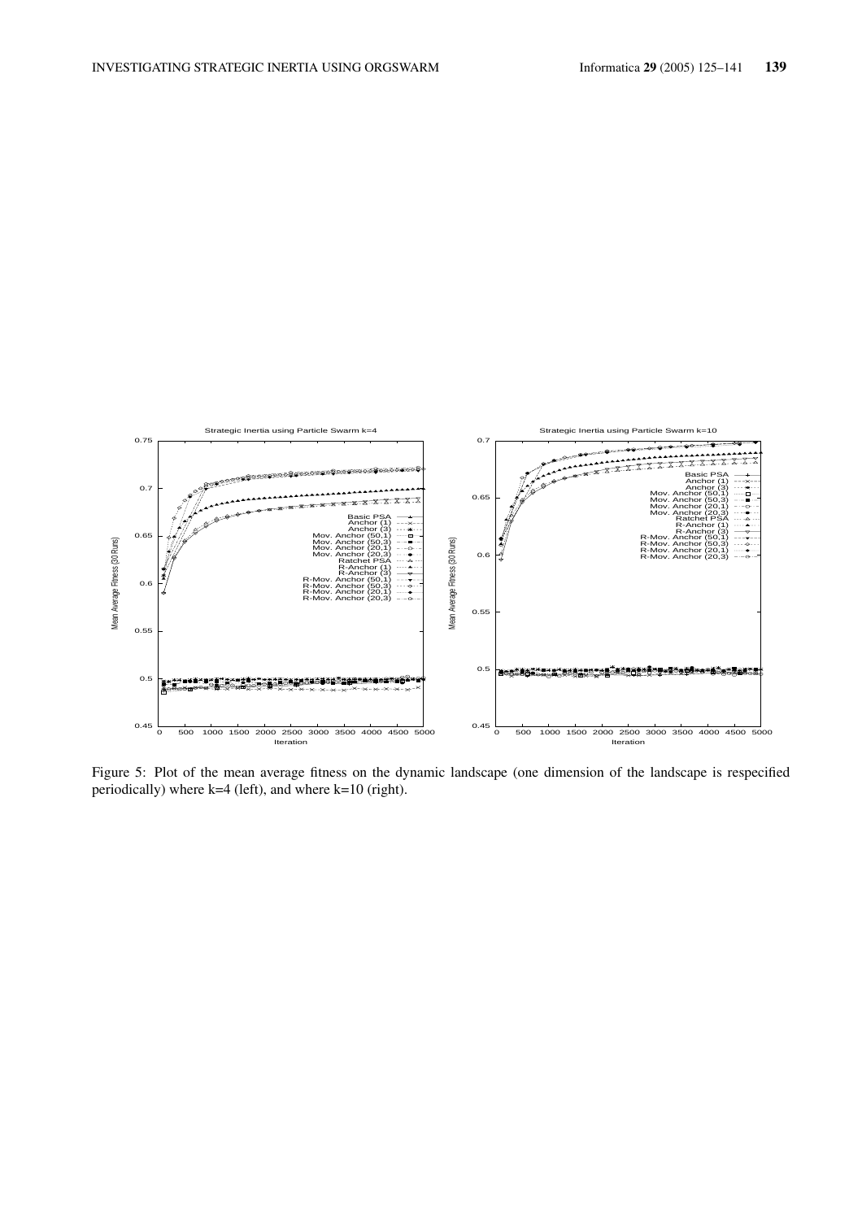Figure 5: Plot of the mean average fitness on the dynamic landscape (one dimension of the landscape is respecified periodically) where k=4 (left), and where k=10 (right).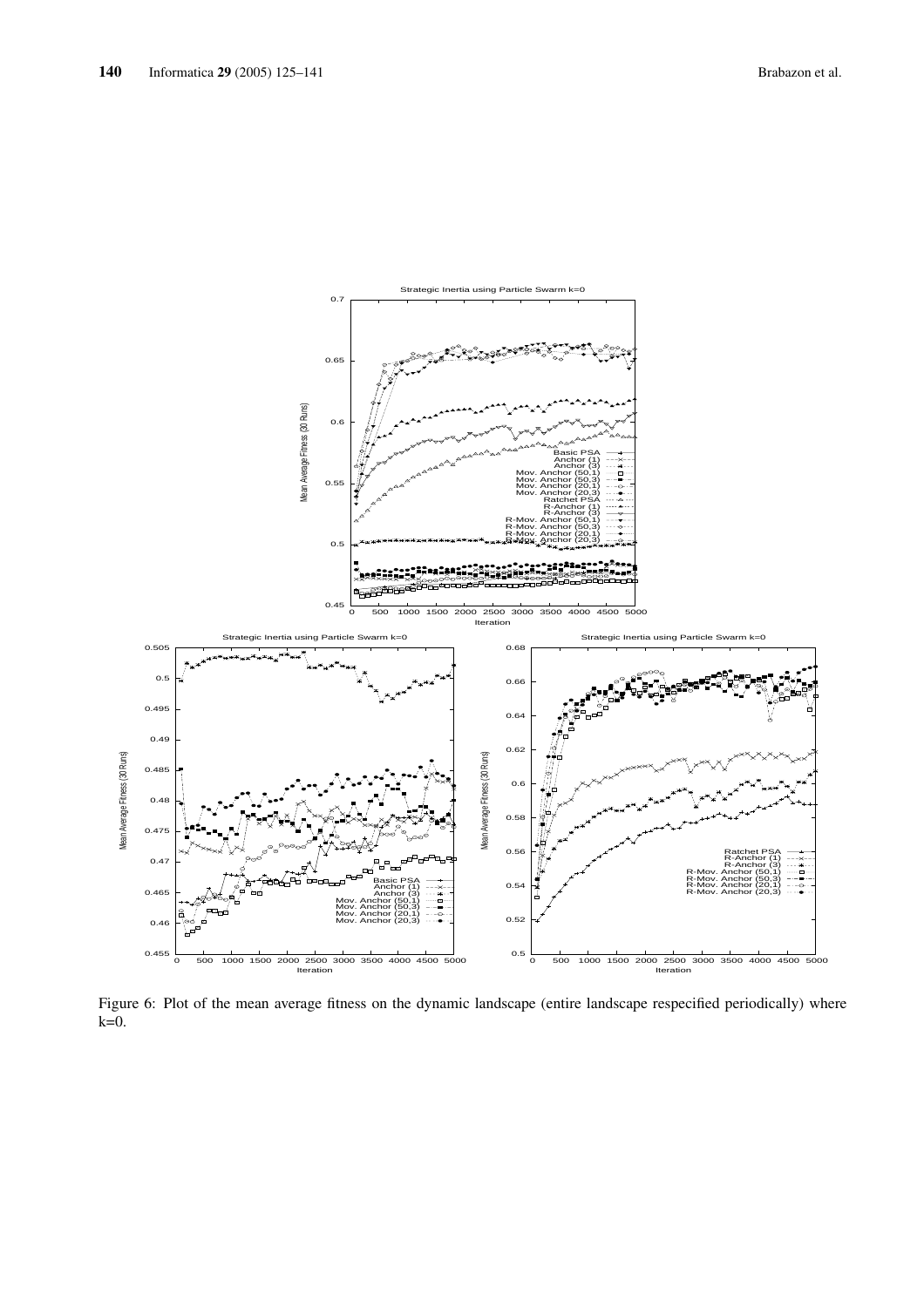Figure 6: Plot of the mean average fitness on the dynamic landscape (entire landscape respecified periodically) where k=0.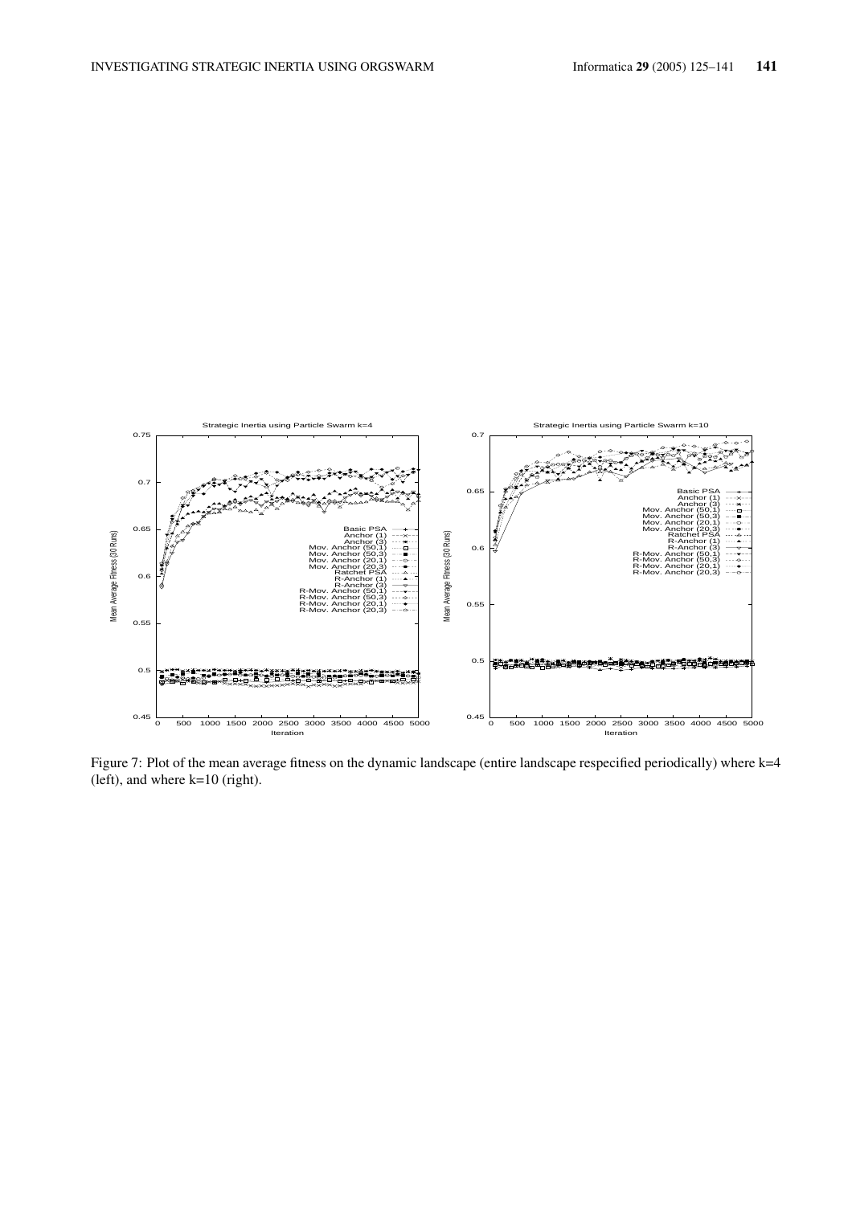Strategic Inertia using Particle Swarm k=4

Mean Average Fitness (30 Runs)

Iteration

0.45
0.5
0.55
0.6
0.65
0.7
0.75

0 500 1000 1500 2000 2500 3000 3500 4000 4500 5000

Basic PSA
Anchor (1)
Anchor (3)
Mov. Anchor (50,1)
Mov. Anchor (50,3)
Mov. Anchor (20,1)
Mov. Anchor (20,3)
Ratchet PSA
R-Anchor (1)
R-Anchor (3)
R-Mov. Anchor (50,1)
R-Mov. Anchor (50,3)
R-Mov. Anchor (20,1)
R-Mov. Anchor (20,3)

Strategic Inertia using Particle Swarm k=10

Mean Average Fitness (30 Runs)

Iteration

0.45
0.5
0.55
0.6
0.65
0.7

0 500 1000 1500 2000 2500 3000 3500 4000 4500 5000

Basic PSA
Anchor (1)
Anchor (3)
Mov. Anchor (50,1)
Mov. Anchor (50,3)
Mov. Anchor (20,1)
Mov. Anchor (20,3)
Ratchet PSA
R-Anchor (1)
R-Anchor (3)
R-Mov. Anchor (50,1)
R-Mov. Anchor (50,3)
R-Mov. Anchor (20,1)
R-Mov. Anchor (20,3)

Figure 7: Plot of the mean average fitness on the dynamic landscape (entire landscape respecified periodically) where k=4 (left), and where k=10 (right).